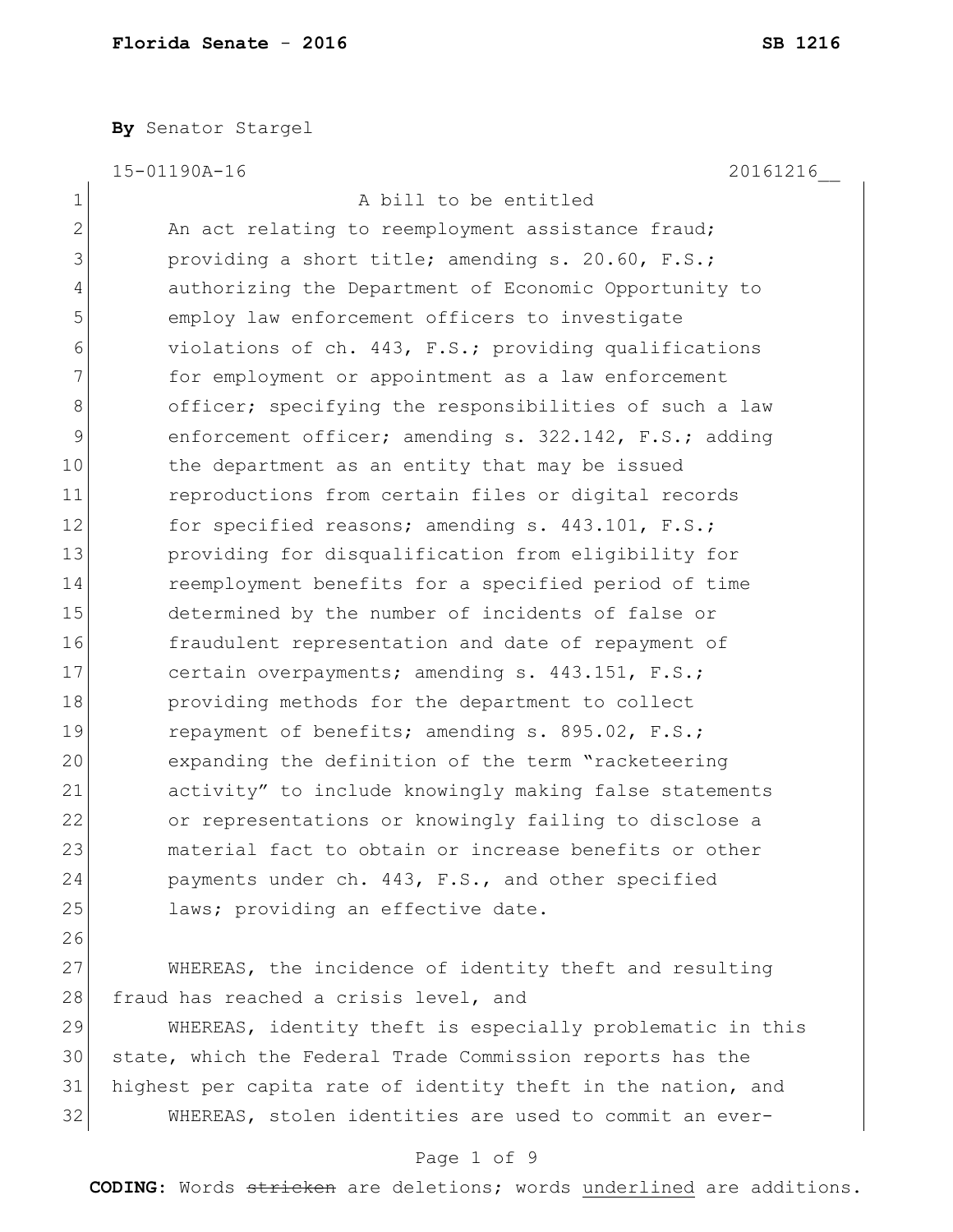**Florida Senate - 2016** **SB 1216**

**By** Senator Stargel

15-01190A-16 20161216__

A bill to be entitled

An act relating to reemployment assistance fraud; providing a short title; amending s. 20.60, F.S.; authorizing the Department of Economic Opportunity to employ law enforcement officers to investigate violations of ch. 443, F.S.; providing qualifications for employment or appointment as a law enforcement officer; specifying the responsibilities of such a law enforcement officer; amending s. 322.142, F.S.; adding the department as an entity that may be issued reproductions from certain files or digital records for specified reasons; amending s. 443.101, F.S.; providing for disqualification from eligibility for reemployment benefits for a specified period of time determined by the number of incidents of false or fraudulent representation and date of repayment of certain overpayments; amending s. 443.151, F.S.; providing methods for the department to collect repayment of benefits; amending s. 895.02, F.S.; expanding the definition of the term "racketeering activity" to include knowingly making false statements or representations or knowingly failing to disclose a material fact to obtain or increase benefits or other payments under ch. 443, F.S., and other specified laws; providing an effective date.

WHEREAS, the incidence of identity theft and resulting fraud has reached a crisis level, and

WHEREAS, identity theft is especially problematic in this state, which the Federal Trade Commission reports has the highest per capita rate of identity theft in the nation, and

WHEREAS, stolen identities are used to commit an ever-

**CODING:** Words ~~stricken~~ are deletions; words underlined are additions.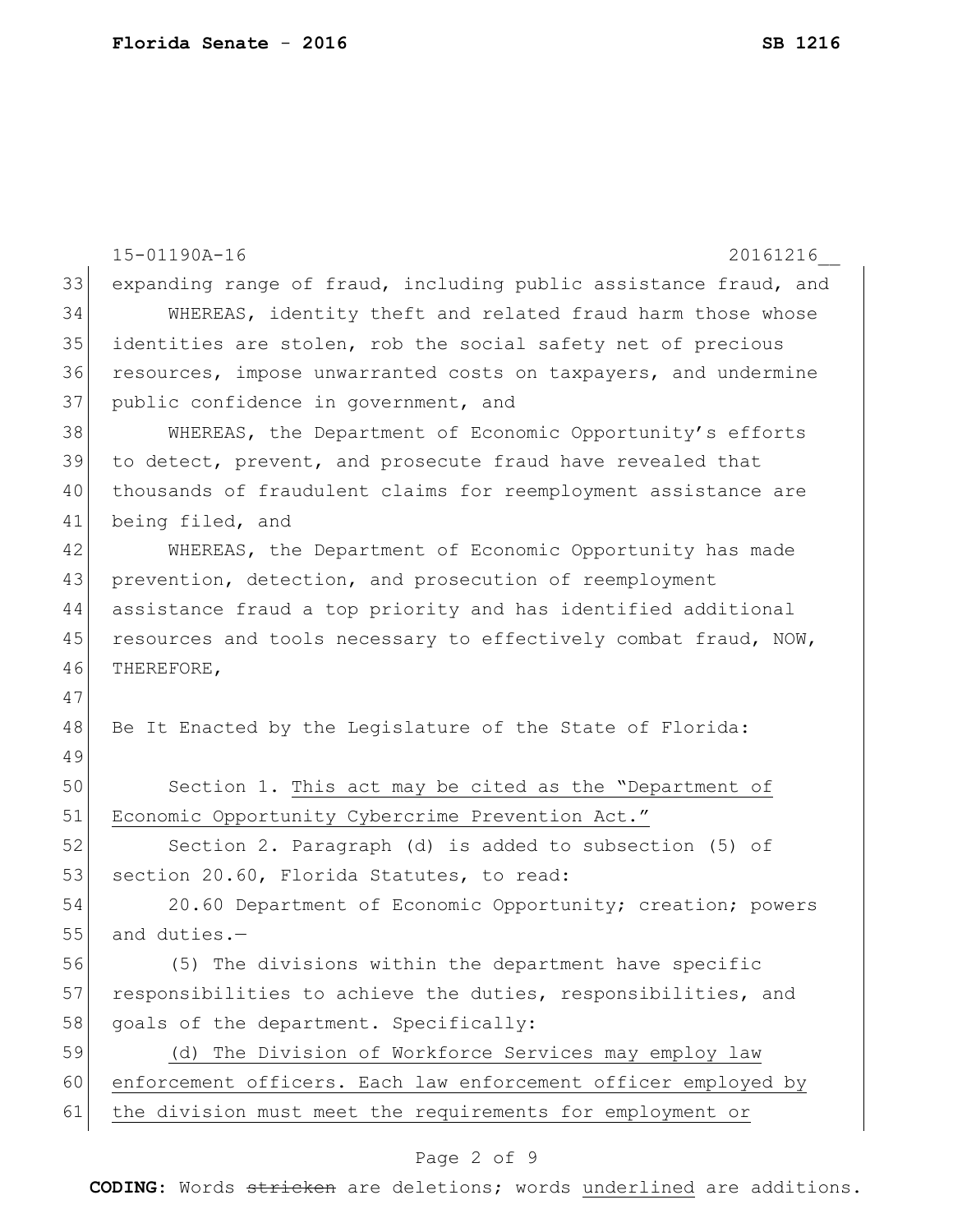expanding range of fraud, including public assistance fraud, and

WHEREAS, identity theft and related fraud harm those whose identities are stolen, rob the social safety net of precious resources, impose unwarranted costs on taxpayers, and undermine public confidence in government, and

WHEREAS, the Department of Economic Opportunity's efforts to detect, prevent, and prosecute fraud have revealed that thousands of fraudulent claims for reemployment assistance are being filed, and

WHEREAS, the Department of Economic Opportunity has made prevention, detection, and prosecution of reemployment assistance fraud a top priority and has identified additional resources and tools necessary to effectively combat fraud, NOW, THEREFORE,

Be It Enacted by the Legislature of the State of Florida:

Section 1. <u>This act may be cited as the "Department of Economic Opportunity Cybercrime Prevention Act."</u>

Section 2. Paragraph (d) is added to subsection (5) of section 20.60, Florida Statutes, to read:

20.60 Department of Economic Opportunity; creation; powers and duties.—

(5) The divisions within the department have specific responsibilities to achieve the duties, responsibilities, and goals of the department. Specifically:

<u>(d) The Division of Workforce Services may employ law enforcement officers. Each law enforcement officer employed by the division must meet the requirements for employment or</u>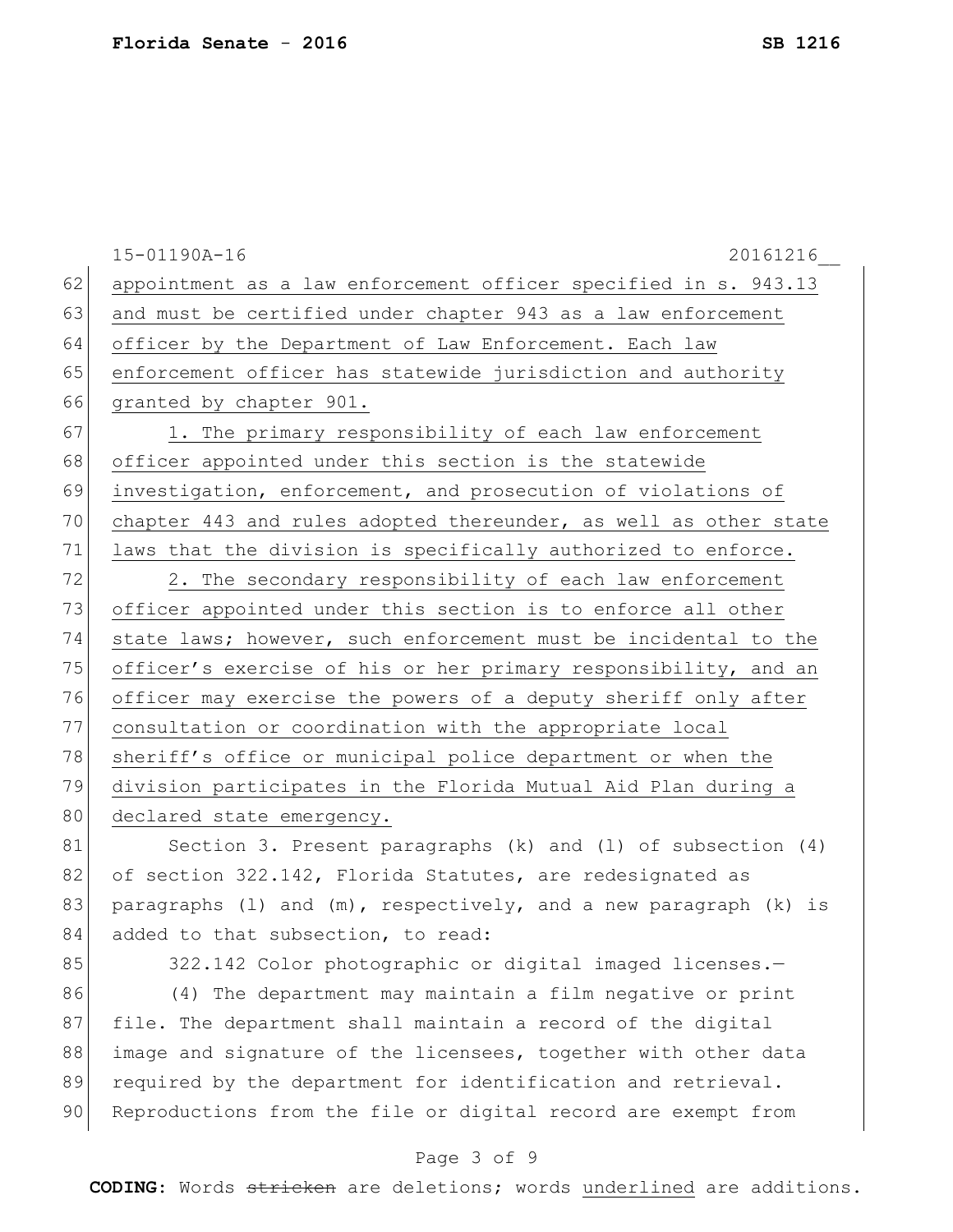appointment as a law enforcement officer specified in s. 943.13 and must be certified under chapter 943 as a law enforcement officer by the Department of Law Enforcement. Each law enforcement officer has statewide jurisdiction and authority granted by chapter 901.

1. The primary responsibility of each law enforcement officer appointed under this section is the statewide investigation, enforcement, and prosecution of violations of chapter 443 and rules adopted thereunder, as well as other state laws that the division is specifically authorized to enforce.

2. The secondary responsibility of each law enforcement officer appointed under this section is to enforce all other state laws; however, such enforcement must be incidental to the officer's exercise of his or her primary responsibility, and an officer may exercise the powers of a deputy sheriff only after consultation or coordination with the appropriate local sheriff's office or municipal police department or when the division participates in the Florida Mutual Aid Plan during a declared state emergency.

Section 3. Present paragraphs (k) and (l) of subsection (4) of section 322.142, Florida Statutes, are redesignated as paragraphs (l) and (m), respectively, and a new paragraph (k) is added to that subsection, to read:

322.142 Color photographic or digital imaged licenses.—

(4) The department may maintain a film negative or print file. The department shall maintain a record of the digital image and signature of the licensees, together with other data required by the department for identification and retrieval. Reproductions from the file or digital record are exempt from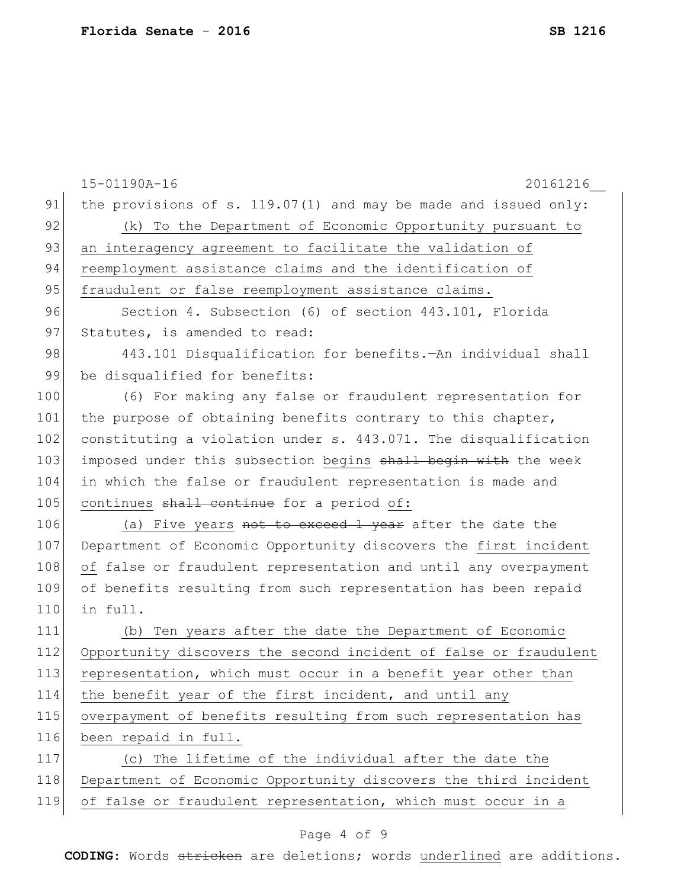the provisions of s. 119.07(1) and may be made and issued only:

(k) To the Department of Economic Opportunity pursuant to an interagency agreement to facilitate the validation of reemployment assistance claims and the identification of fraudulent or false reemployment assistance claims.

Section 4. Subsection (6) of section 443.101, Florida Statutes, is amended to read:

443.101 Disqualification for benefits.—An individual shall be disqualified for benefits:

(6) For making any false or fraudulent representation for the purpose of obtaining benefits contrary to this chapter, constituting a violation under s. 443.071. The disqualification imposed under this subsection begins ~~shall begin with~~ the week in which the false or fraudulent representation is made and continues ~~shall continue~~ for a period of:

(a) Five years ~~not to exceed 1 year~~ after the date the Department of Economic Opportunity discovers the first incident of false or fraudulent representation and until any overpayment of benefits resulting from such representation has been repaid in full.

(b) Ten years after the date the Department of Economic Opportunity discovers the second incident of false or fraudulent representation, which must occur in a benefit year other than the benefit year of the first incident, and until any overpayment of benefits resulting from such representation has been repaid in full.

(c) The lifetime of the individual after the date the Department of Economic Opportunity discovers the third incident of false or fraudulent representation, which must occur in a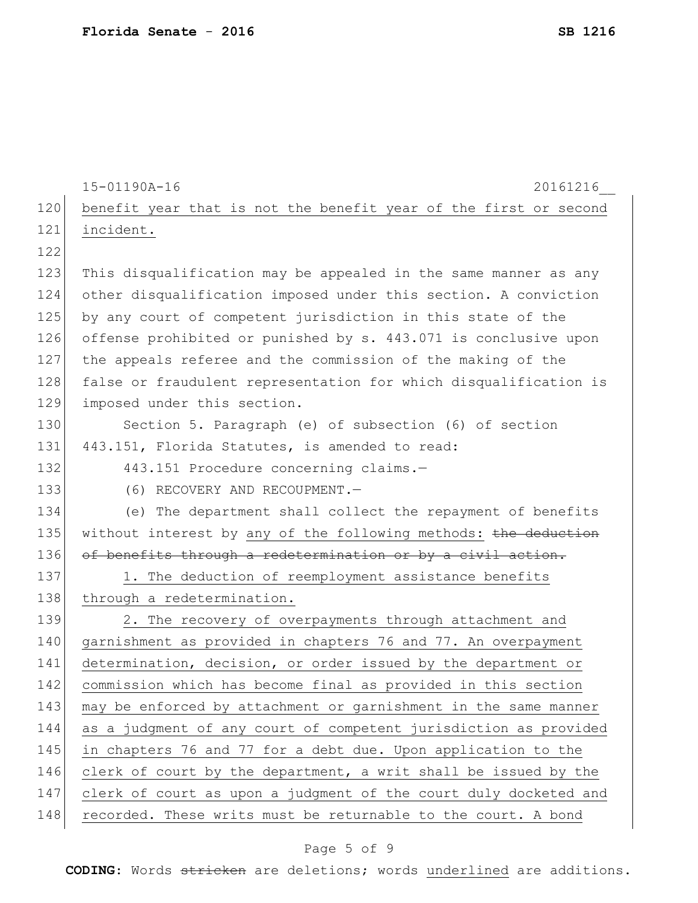benefit year that is not the benefit year of the first or second incident.

This disqualification may be appealed in the same manner as any other disqualification imposed under this section. A conviction by any court of competent jurisdiction in this state of the offense prohibited or punished by s. 443.071 is conclusive upon the appeals referee and the commission of the making of the false or fraudulent representation for which disqualification is imposed under this section.

Section 5. Paragraph (e) of subsection (6) of section 443.151, Florida Statutes, is amended to read:

443.151 Procedure concerning claims.—

(6) RECOVERY AND RECOUPMENT.—

(e) The department shall collect the repayment of benefits without interest by any of the following methods: ~~the deduction of benefits through a redetermination or by a civil action.~~

1. The deduction of reemployment assistance benefits through a redetermination.

2. The recovery of overpayments through attachment and garnishment as provided in chapters 76 and 77. An overpayment determination, decision, or order issued by the department or commission which has become final as provided in this section may be enforced by attachment or garnishment in the same manner as a judgment of any court of competent jurisdiction as provided in chapters 76 and 77 for a debt due. Upon application to the clerk of court by the department, a writ shall be issued by the clerk of court as upon a judgment of the court duly docketed and recorded. These writs must be returnable to the court. A bond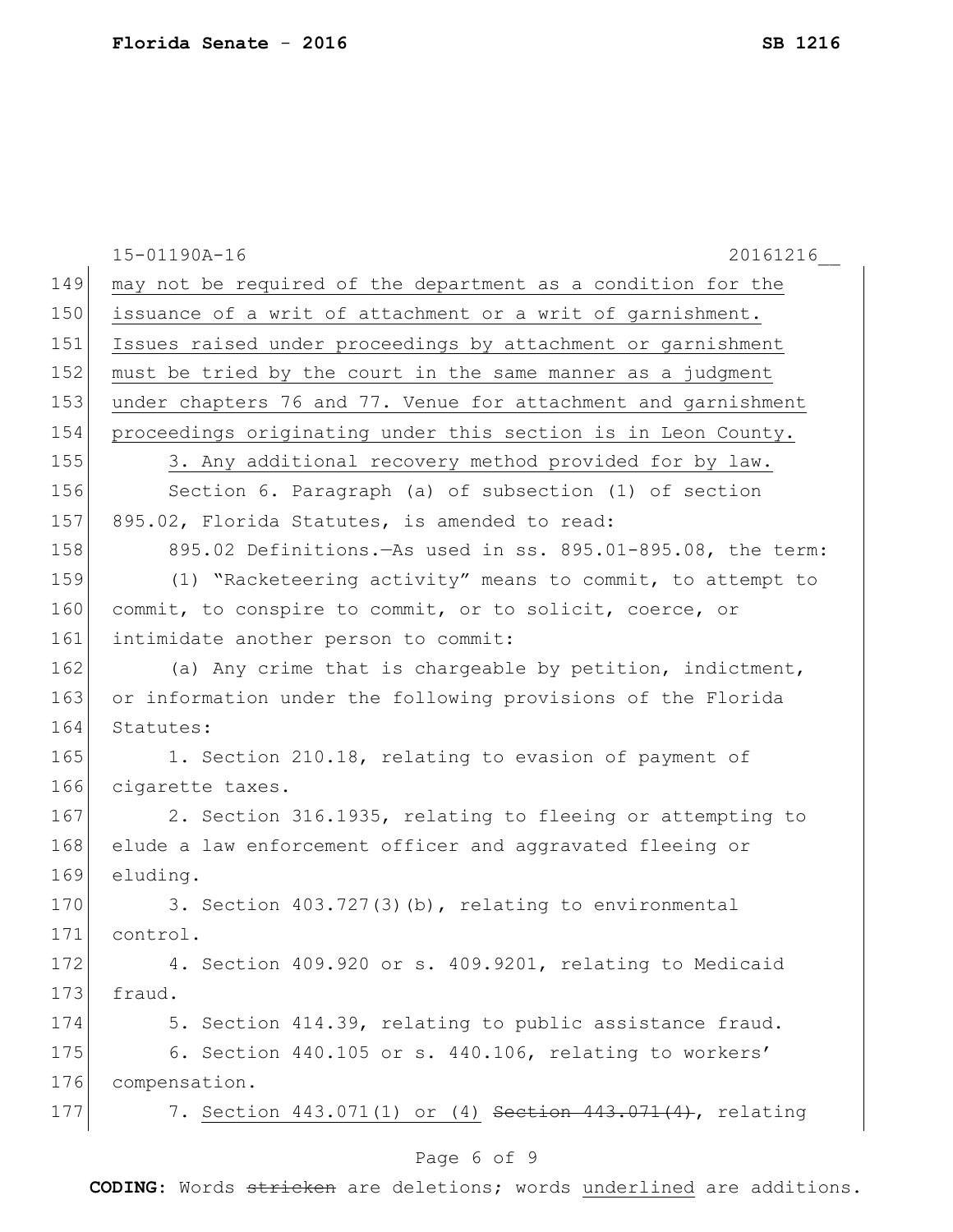<u>may not be required of the department as a condition for the issuance of a writ of attachment or a writ of garnishment. Issues raised under proceedings by attachment or garnishment must be tried by the court in the same manner as a judgment under chapters 76 and 77. Venue for attachment and garnishment proceedings originating under this section is in Leon County.</u>

<u>3. Any additional recovery method provided for by law.</u>

Section 6. Paragraph (a) of subsection (1) of section 895.02, Florida Statutes, is amended to read:

895.02 Definitions.—As used in ss. 895.01-895.08, the term:

(1) "Racketeering activity" means to commit, to attempt to commit, to conspire to commit, or to solicit, coerce, or intimidate another person to commit:

(a) Any crime that is chargeable by petition, indictment, or information under the following provisions of the Florida Statutes:

1. Section 210.18, relating to evasion of payment of cigarette taxes.

2. Section 316.1935, relating to fleeing or attempting to elude a law enforcement officer and aggravated fleeing or eluding.

3. Section 403.727(3)(b), relating to environmental control.

4. Section 409.920 or s. 409.9201, relating to Medicaid fraud.

5. Section 414.39, relating to public assistance fraud.

6. Section 440.105 or s. 440.106, relating to workers' compensation.

7. <u>Section 443.071(1) or (4)</u> ~~Section 443.071(4)~~, relating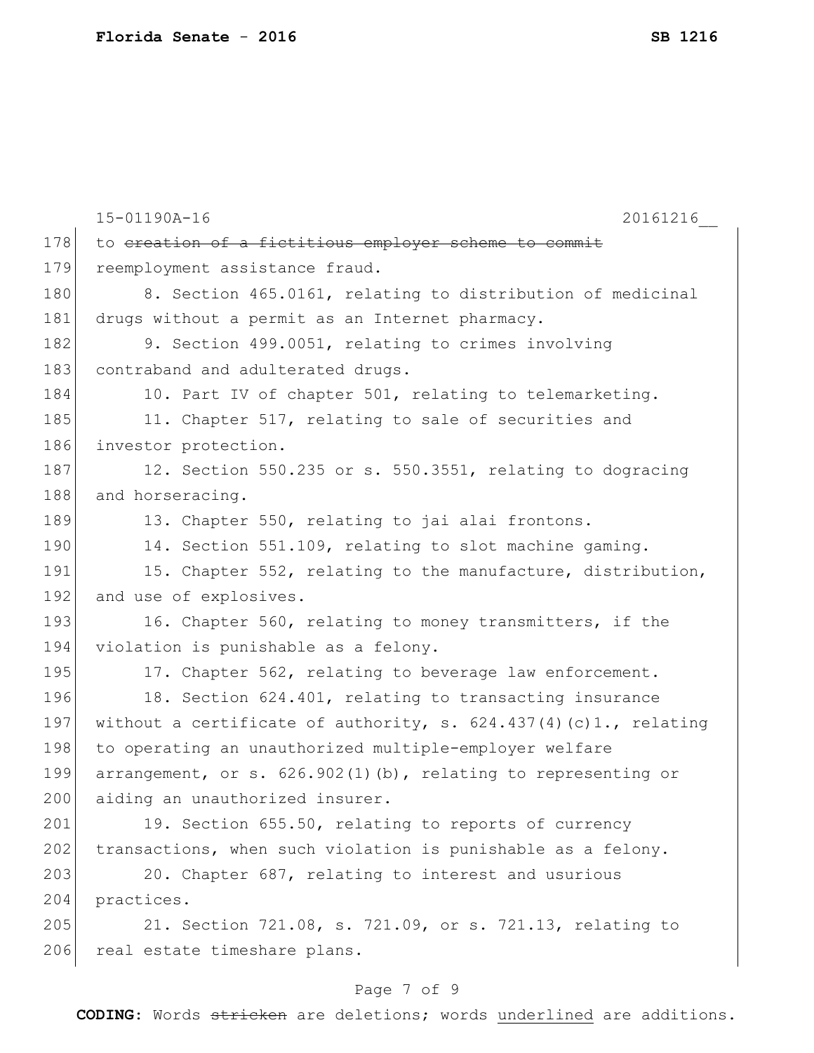15-01190A-16 20161216__

178 to ~~creation of a fictitious employer scheme to commit~~
179 reemployment assistance fraud.

180 8. Section 465.0161, relating to distribution of medicinal
181 drugs without a permit as an Internet pharmacy.

182 9. Section 499.0051, relating to crimes involving
183 contraband and adulterated drugs.

184 10. Part IV of chapter 501, relating to telemarketing.

185 11. Chapter 517, relating to sale of securities and
186 investor protection.

187 12. Section 550.235 or s. 550.3551, relating to dogracing
188 and horseracing.

189 13. Chapter 550, relating to jai alai frontons.

190 14. Section 551.109, relating to slot machine gaming.

191 15. Chapter 552, relating to the manufacture, distribution,
192 and use of explosives.

193 16. Chapter 560, relating to money transmitters, if the
194 violation is punishable as a felony.

195 17. Chapter 562, relating to beverage law enforcement.

196 18. Section 624.401, relating to transacting insurance
197 without a certificate of authority, s. 624.437(4)(c)1., relating
198 to operating an unauthorized multiple-employer welfare
199 arrangement, or s. 626.902(1)(b), relating to representing or
200 aiding an unauthorized insurer.

201 19. Section 655.50, relating to reports of currency
202 transactions, when such violation is punishable as a felony.

203 20. Chapter 687, relating to interest and usurious
204 practices.

205 21. Section 721.08, s. 721.09, or s. 721.13, relating to
206 real estate timeshare plans.

**CODING:** Words ~~stricken~~ are deletions; words <u>underlined</u> are additions.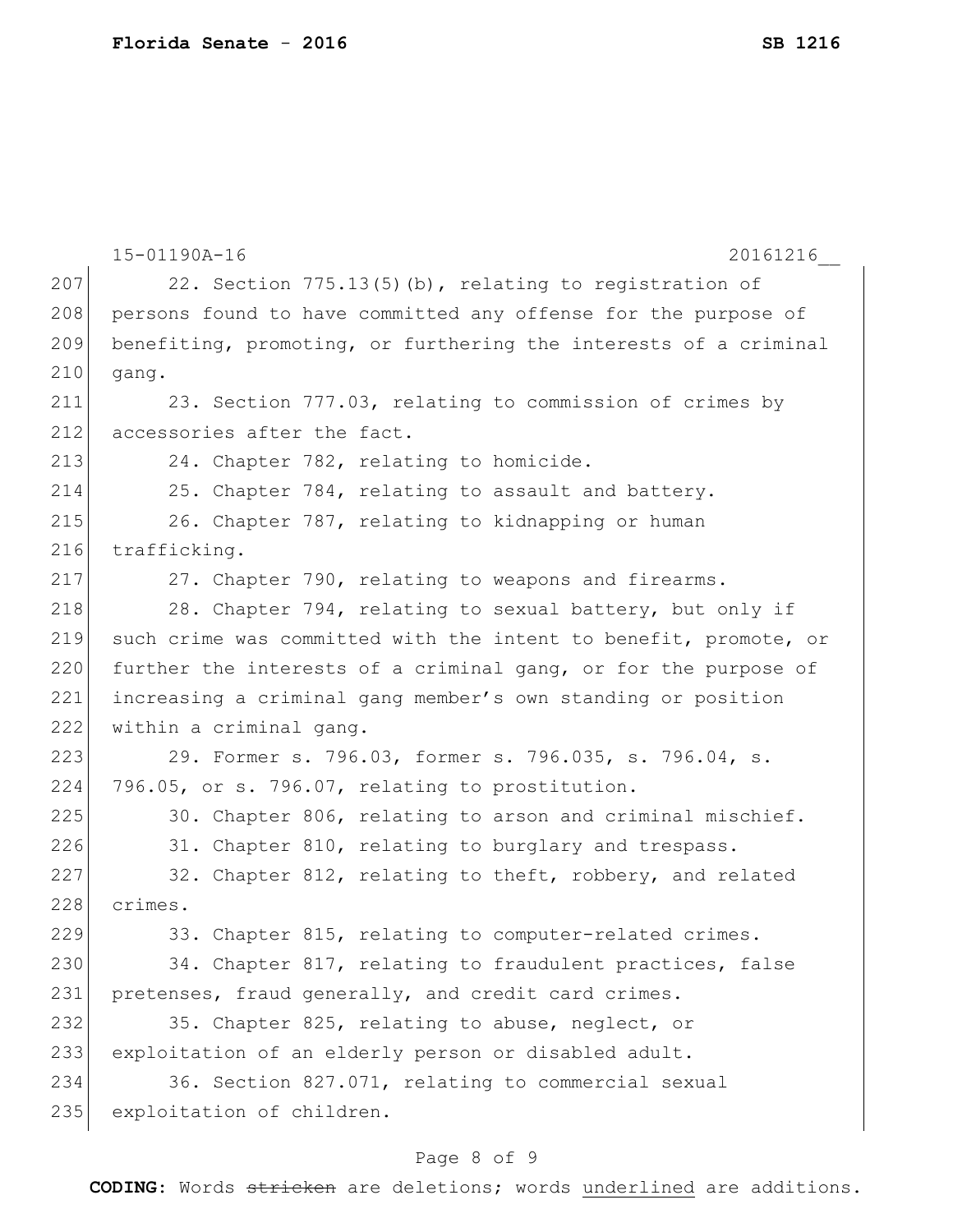22. Section 775.13(5)(b), relating to registration of persons found to have committed any offense for the purpose of benefiting, promoting, or furthering the interests of a criminal gang.

23. Section 777.03, relating to commission of crimes by accessories after the fact.

24. Chapter 782, relating to homicide.

25. Chapter 784, relating to assault and battery.

26. Chapter 787, relating to kidnapping or human trafficking.

27. Chapter 790, relating to weapons and firearms.

28. Chapter 794, relating to sexual battery, but only if such crime was committed with the intent to benefit, promote, or further the interests of a criminal gang, or for the purpose of increasing a criminal gang member's own standing or position within a criminal gang.

29. Former s. 796.03, former s. 796.035, s. 796.04, s. 796.05, or s. 796.07, relating to prostitution.

30. Chapter 806, relating to arson and criminal mischief.

31. Chapter 810, relating to burglary and trespass.

32. Chapter 812, relating to theft, robbery, and related crimes.

33. Chapter 815, relating to computer-related crimes.

34. Chapter 817, relating to fraudulent practices, false pretenses, fraud generally, and credit card crimes.

35. Chapter 825, relating to abuse, neglect, or exploitation of an elderly person or disabled adult.

36. Section 827.071, relating to commercial sexual exploitation of children.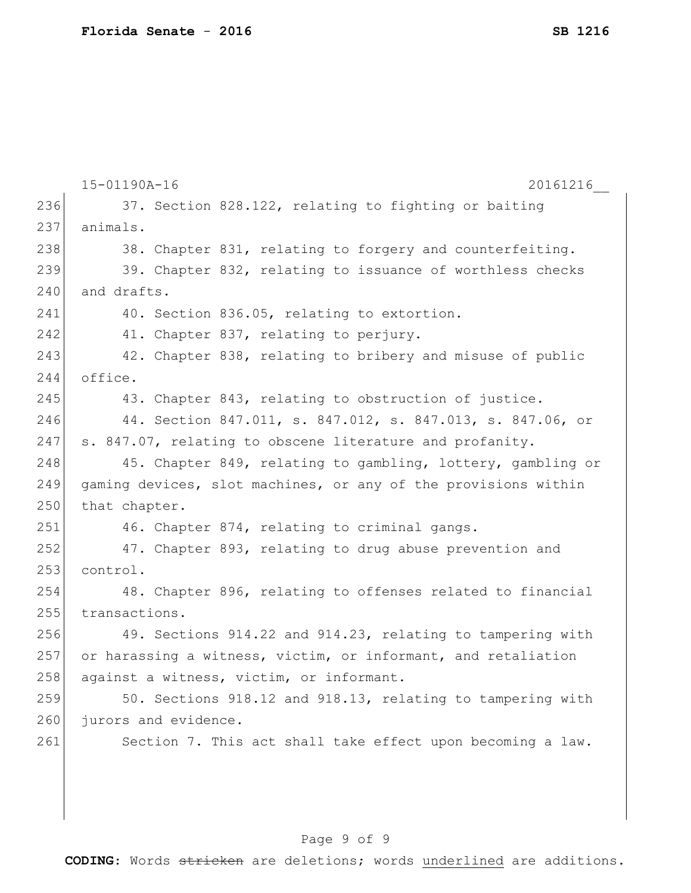37. Section 828.122, relating to fighting or baiting animals.

38. Chapter 831, relating to forgery and counterfeiting.

39. Chapter 832, relating to issuance of worthless checks and drafts.

40. Section 836.05, relating to extortion.

41. Chapter 837, relating to perjury.

42. Chapter 838, relating to bribery and misuse of public office.

43. Chapter 843, relating to obstruction of justice.

44. Section 847.011, s. 847.012, s. 847.013, s. 847.06, or s. 847.07, relating to obscene literature and profanity.

45. Chapter 849, relating to gambling, lottery, gambling or gaming devices, slot machines, or any of the provisions within that chapter.

46. Chapter 874, relating to criminal gangs.

47. Chapter 893, relating to drug abuse prevention and control.

48. Chapter 896, relating to offenses related to financial transactions.

49. Sections 914.22 and 914.23, relating to tampering with or harassing a witness, victim, or informant, and retaliation against a witness, victim, or informant.

50. Sections 918.12 and 918.13, relating to tampering with jurors and evidence.

Section 7. This act shall take effect upon becoming a law.